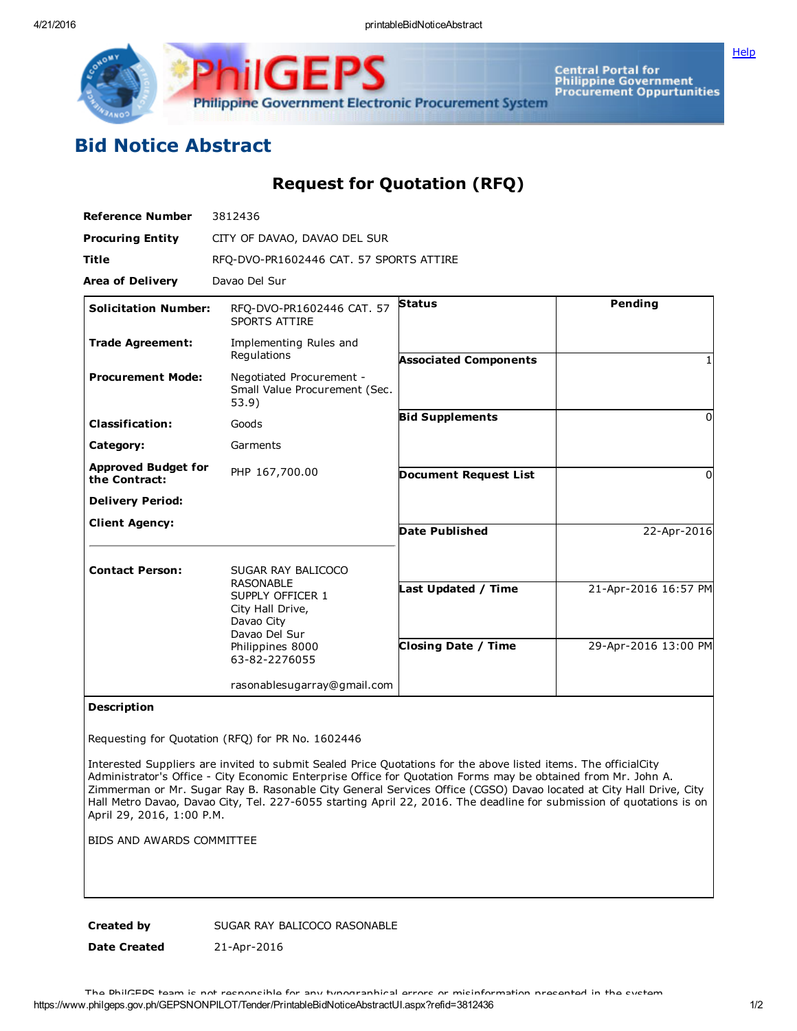# Bid Notice Abstract

## Request for Quotation (RFQ)

| | |
|---|---|
| **Reference Number** | 3812436 |
| **Procuring Entity** | CITY OF DAVAO, DAVAO DEL SUR |
| **Title** | RFQ-DVO-PR1602446 CAT. 57 SPORTS ATTIRE |
| **Area of Delivery** | Davao Del Sur |

| | | | |
|---|---|---|---|
| **Solicitation Number:** | RFQ-DVO-PR1602446 CAT. 57 SPORTS ATTIRE | **Status** | Pending |
| **Trade Agreement:** | Implementing Rules and Regulations | **Associated Components** | 1 |
| **Procurement Mode:** | Negotiated Procurement - Small Value Procurement (Sec. 53.9) | **Bid Supplements** | 0 |
| **Classification:** | Goods | **Document Request List** | 0 |
| **Category:** | Garments | **Date Published** | 22-Apr-2016 |
| **Approved Budget for the Contract:** | PHP 167,700.00 | **Last Updated / Time** | 21-Apr-2016 16:57 PM |
| **Delivery Period:** | | **Closing Date / Time** | 29-Apr-2016 13:00 PM |
| **Client Agency:** | | | |
| **Contact Person:** | SUGAR RAY BALICOCO RASONABLE<br>SUPPLY OFFICER 1<br>City Hall Drive,<br>Davao City<br>Davao Del Sur<br>Philippines 8000<br>63-82-2276055<br><br>rasonablesugarray@gmail.com | | |

**Description**

Requesting for Quotation (RFQ) for PR No. 1602446

Interested Suppliers are invited to submit Sealed Price Quotations for the above listed items. The officialCity Administrator's Office - City Economic Enterprise Office for Quotation Forms may be obtained from Mr. John A. Zimmerman or Mr. Sugar Ray B. Rasonable City General Services Office (CGSO) Davao located at City Hall Drive, City Hall Metro Davao, Davao City, Tel. 227-6055 starting April 22, 2016. The deadline for submission of quotations is on April 29, 2016, 1:00 P.M.

BIDS AND AWARDS COMMITTEE

| | |
|---|---|
| **Created by** | SUGAR RAY BALICOCO RASONABLE |
| **Date Created** | 21-Apr-2016 |

The PhilGEPS team is not responsible for any typographical errors or misinformation presented in the system.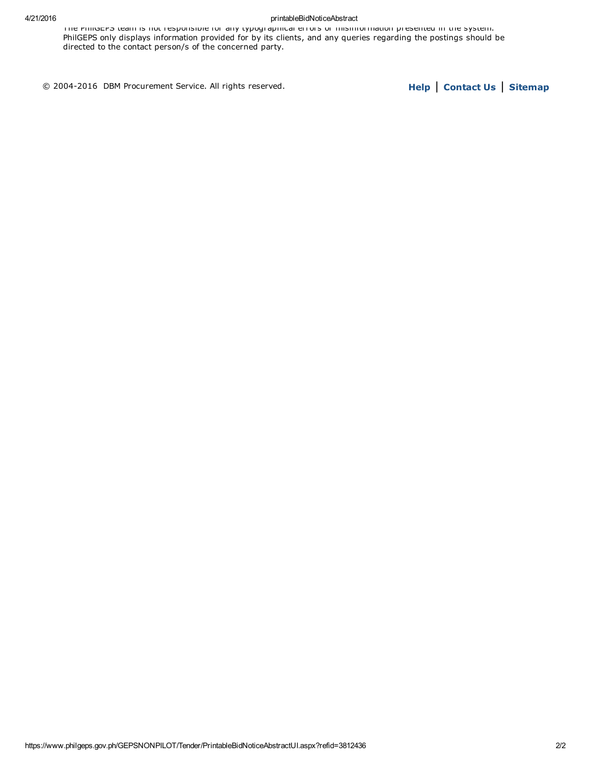The PhilGEPS team is not responsible for any typographical errors or misinformation presented in the system. PhilGEPS only displays information provided for by its clients, and any queries regarding the postings should be directed to the contact person/s of the concerned party.

© 2004-2016 DBM Procurement Service. All rights reserved.

**Help** | **Contact Us** | **Sitemap**